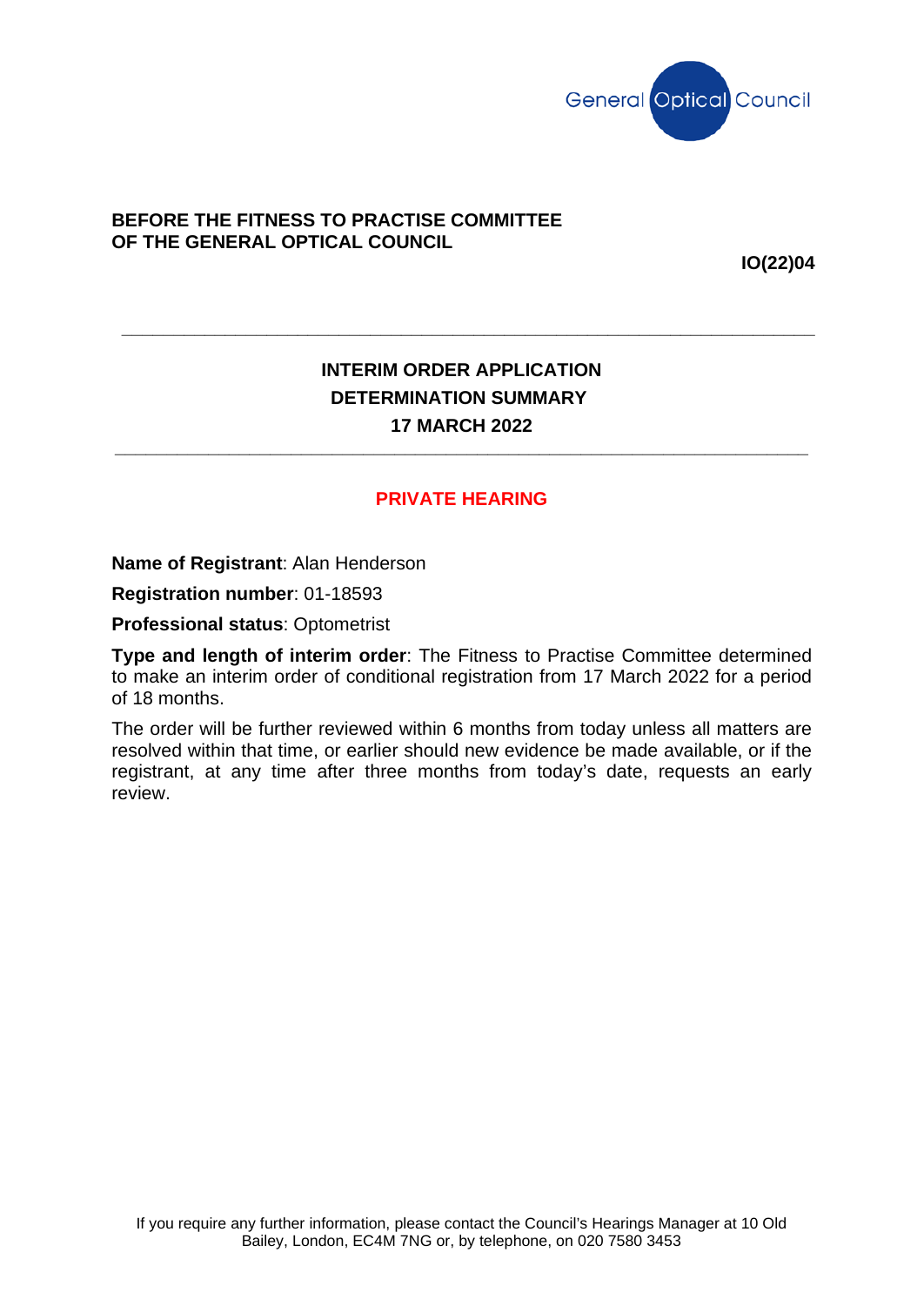General Optical Council

**BEFORE THE FITNESS TO PRACTISE COMMITTEE OF THE GENERAL OPTICAL COUNCIL**

**IO(22)04**

---

## INTERIM ORDER APPLICATION
## DETERMINATION SUMMARY
## 17 MARCH 2022

---

**PRIVATE HEARING**

**Name of Registrant**: Alan Henderson

**Registration number**: 01-18593

**Professional status**: Optometrist

**Type and length of interim order**: The Fitness to Practise Committee determined to make an interim order of conditional registration from 17 March 2022 for a period of 18 months.

The order will be further reviewed within 6 months from today unless all matters are resolved within that time, or earlier should new evidence be made available, or if the registrant, at any time after three months from today's date, requests an early review.

If you require any further information, please contact the Council's Hearings Manager at 10 Old Bailey, London, EC4M 7NG or, by telephone, on 020 7580 3453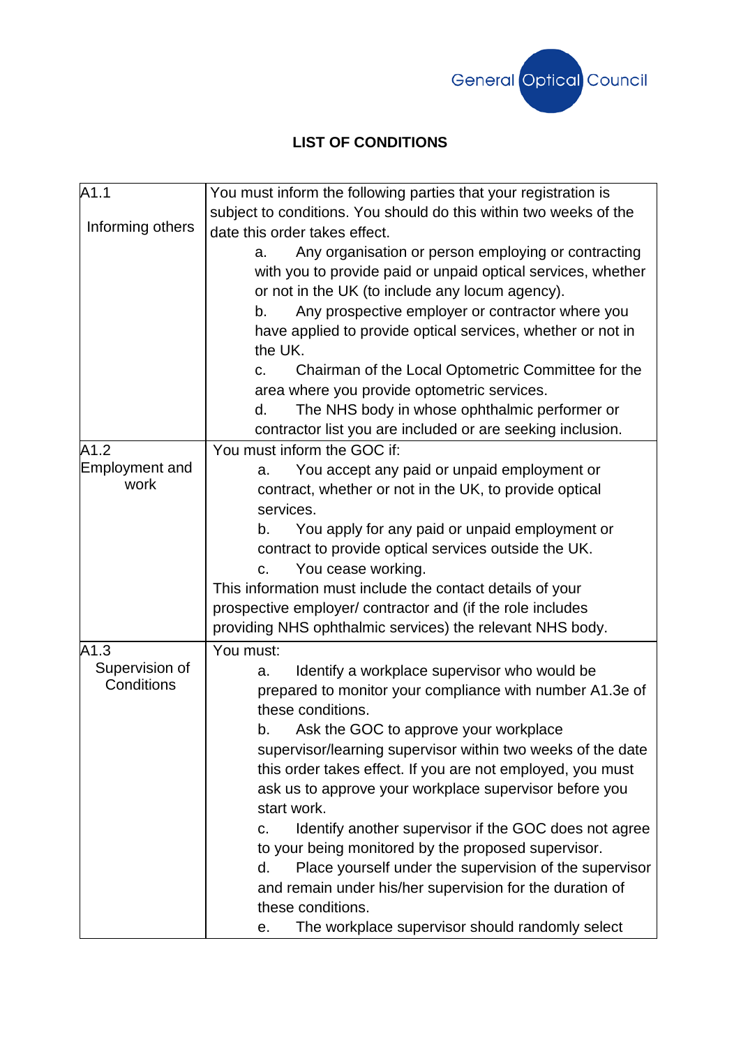## LIST OF CONDITIONS

| | |
|---|---|
| A1.1<br><br>Informing others | You must inform the following parties that your registration is subject to conditions. You should do this within two weeks of the date this order takes effect.<br>a. Any organisation or person employing or contracting with you to provide paid or unpaid optical services, whether or not in the UK (to include any locum agency).<br>b. Any prospective employer or contractor where you have applied to provide optical services, whether or not in the UK.<br>c. Chairman of the Local Optometric Committee for the area where you provide optometric services.<br>d. The NHS body in whose ophthalmic performer or contractor list you are included or are seeking inclusion. |
| A1.2<br>Employment and work | You must inform the GOC if:<br>a. You accept any paid or unpaid employment or contract, whether or not in the UK, to provide optical services.<br>b. You apply for any paid or unpaid employment or contract to provide optical services outside the UK.<br>c. You cease working.<br>This information must include the contact details of your prospective employer/ contractor and (if the role includes providing NHS ophthalmic services) the relevant NHS body. |
| A1.3<br>Supervision of Conditions | You must:<br>a. Identify a workplace supervisor who would be prepared to monitor your compliance with number A1.3e of these conditions.<br>b. Ask the GOC to approve your workplace supervisor/learning supervisor within two weeks of the date this order takes effect. If you are not employed, you must ask us to approve your workplace supervisor before you start work.<br>c. Identify another supervisor if the GOC does not agree to your being monitored by the proposed supervisor.<br>d. Place yourself under the supervision of the supervisor and remain under his/her supervision for the duration of these conditions.<br>e. The workplace supervisor should randomly select |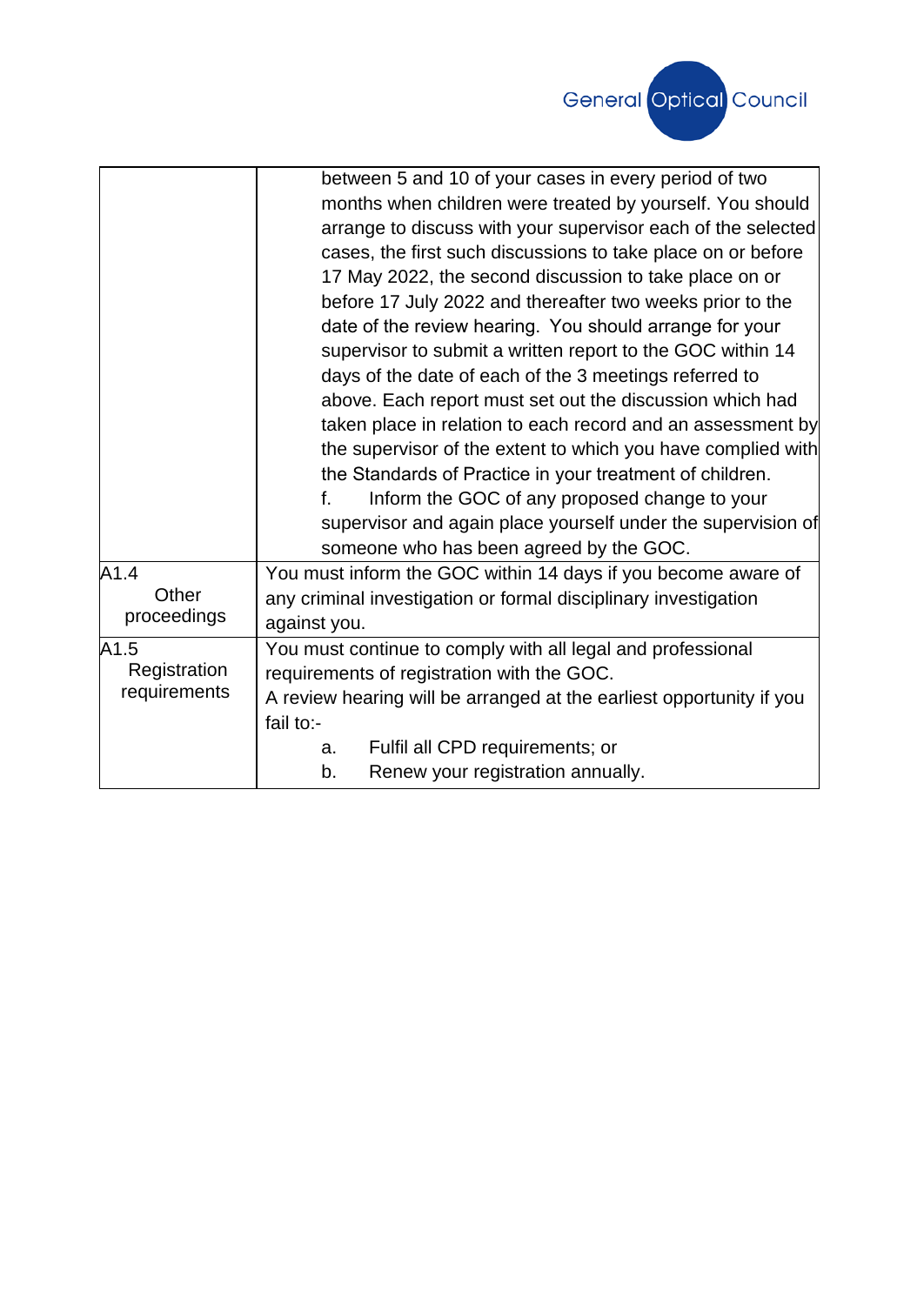| | |
|---|---|
| | between 5 and 10 of your cases in every period of two months when children were treated by yourself. You should arrange to discuss with your supervisor each of the selected cases, the first such discussions to take place on or before 17 May 2022, the second discussion to take place on or before 17 July 2022 and thereafter two weeks prior to the date of the review hearing. You should arrange for your supervisor to submit a written report to the GOC within 14 days of the date of each of the 3 meetings referred to above. Each report must set out the discussion which had taken place in relation to each record and an assessment by the supervisor of the extent to which you have complied with the Standards of Practice in your treatment of children.<br>f. Inform the GOC of any proposed change to your supervisor and again place yourself under the supervision of someone who has been agreed by the GOC. |
| A1.4 Other proceedings | You must inform the GOC within 14 days if you become aware of any criminal investigation or formal disciplinary investigation against you. |
| A1.5 Registration requirements | You must continue to comply with all legal and professional requirements of registration with the GOC.<br>A review hearing will be arranged at the earliest opportunity if you fail to:-<br>a. Fulfil all CPD requirements; or<br>b. Renew your registration annually. |